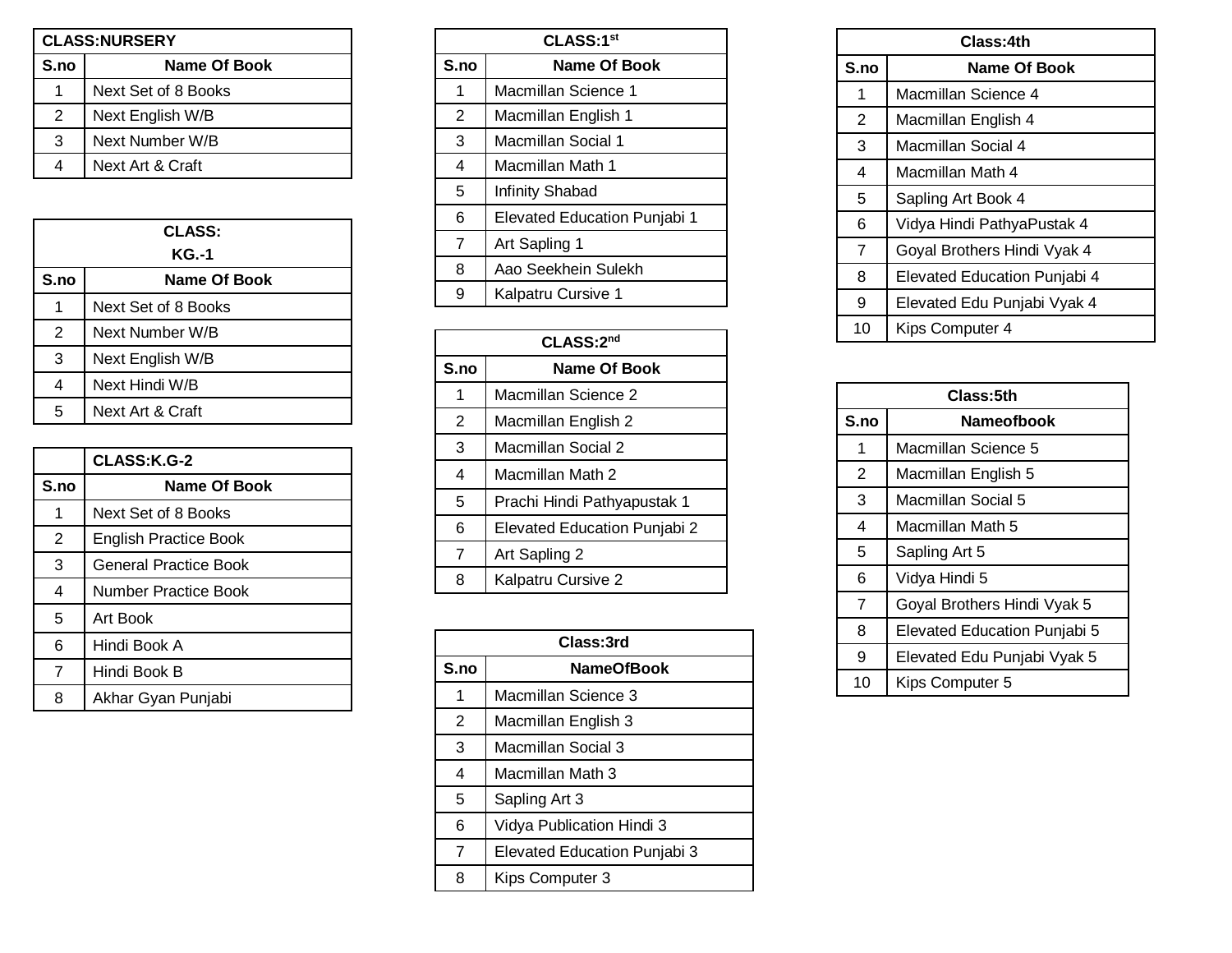| CLASS:NURSERY | |
|---|---|
| S.no | Name Of Book |
| 1 | Next Set of 8 Books |
| 2 | Next English W/B |
| 3 | Next Number W/B |
| 4 | Next Art & Craft |

| CLASS: KG.-1 | |
|---|---|
| S.no | Name Of Book |
| 1 | Next Set of 8 Books |
| 2 | Next Number W/B |
| 3 | Next English W/B |
| 4 | Next Hindi W/B |
| 5 | Next Art & Craft |

| | CLASS:K.G-2 |
|---|---|
| S.no | Name Of Book |
| 1 | Next Set of 8 Books |
| 2 | English Practice Book |
| 3 | General Practice Book |
| 4 | Number Practice Book |
| 5 | Art Book |
| 6 | Hindi Book A |
| 7 | Hindi Book B |
| 8 | Akhar Gyan Punjabi |

| CLASS:1st | |
|---|---|
| S.no | Name Of Book |
| 1 | Macmillan Science 1 |
| 2 | Macmillan English 1 |
| 3 | Macmillan Social 1 |
| 4 | Macmillan Math 1 |
| 5 | Infinity Shabad |
| 6 | Elevated Education Punjabi 1 |
| 7 | Art Sapling 1 |
| 8 | Aao Seekhein Sulekh |
| 9 | Kalpatru Cursive 1 |

| CLASS:2nd | |
|---|---|
| S.no | Name Of Book |
| 1 | Macmillan Science 2 |
| 2 | Macmillan English 2 |
| 3 | Macmillan Social 2 |
| 4 | Macmillan Math 2 |
| 5 | Prachi Hindi Pathyapustak 1 |
| 6 | Elevated Education Punjabi 2 |
| 7 | Art Sapling 2 |
| 8 | Kalpatru Cursive 2 |

| Class:3rd | |
|---|---|
| S.no | NameOfBook |
| 1 | Macmillan Science 3 |
| 2 | Macmillan English 3 |
| 3 | Macmillan Social 3 |
| 4 | Macmillan Math 3 |
| 5 | Sapling Art 3 |
| 6 | Vidya Publication Hindi 3 |
| 7 | Elevated Education Punjabi 3 |
| 8 | Kips Computer 3 |

| Class:4th | |
|---|---|
| S.no | Name Of Book |
| 1 | Macmillan Science 4 |
| 2 | Macmillan English 4 |
| 3 | Macmillan Social 4 |
| 4 | Macmillan Math 4 |
| 5 | Sapling Art Book 4 |
| 6 | Vidya Hindi PathyaPustak 4 |
| 7 | Goyal Brothers Hindi Vyak 4 |
| 8 | Elevated Education Punjabi 4 |
| 9 | Elevated Edu Punjabi Vyak 4 |
| 10 | Kips Computer 4 |

| Class:5th | |
|---|---|
| S.no | Nameofbook |
| 1 | Macmillan Science 5 |
| 2 | Macmillan English 5 |
| 3 | Macmillan Social 5 |
| 4 | Macmillan Math 5 |
| 5 | Sapling Art 5 |
| 6 | Vidya Hindi 5 |
| 7 | Goyal Brothers Hindi Vyak 5 |
| 8 | Elevated Education Punjabi 5 |
| 9 | Elevated Edu Punjabi Vyak 5 |
| 10 | Kips Computer 5 |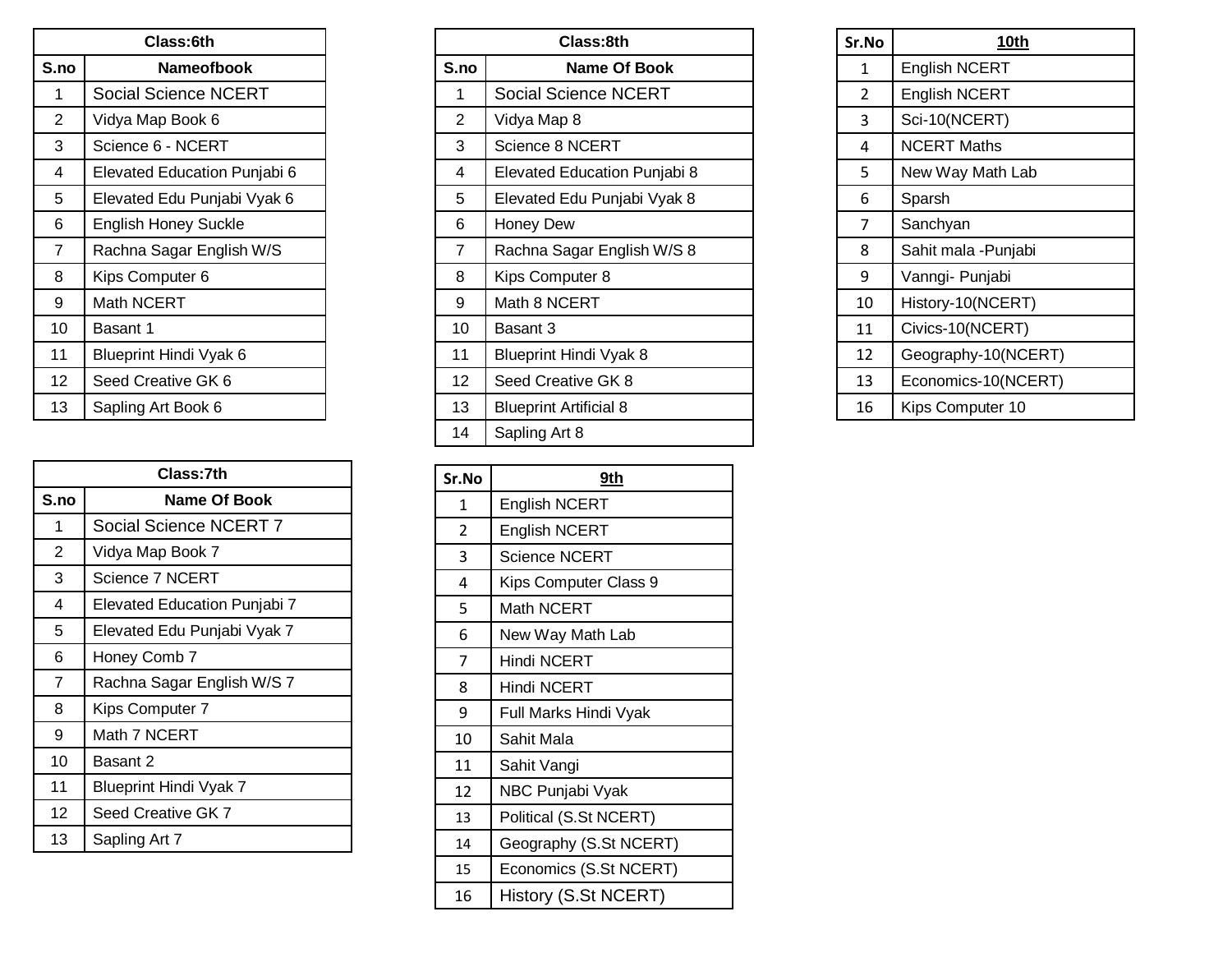| Class:6th | |
|---|---|
| S.no | Nameofbook |
| 1 | Social Science NCERT |
| 2 | Vidya Map Book 6 |
| 3 | Science 6 - NCERT |
| 4 | Elevated Education Punjabi 6 |
| 5 | Elevated Edu Punjabi Vyak 6 |
| 6 | English Honey Suckle |
| 7 | Rachna Sagar English W/S |
| 8 | Kips Computer 6 |
| 9 | Math NCERT |
| 10 | Basant 1 |
| 11 | Blueprint Hindi Vyak 6 |
| 12 | Seed Creative GK 6 |
| 13 | Sapling Art Book 6 |

| Class:7th | |
|---|---|
| S.no | Name Of Book |
| 1 | Social Science NCERT 7 |
| 2 | Vidya Map Book 7 |
| 3 | Science 7 NCERT |
| 4 | Elevated Education Punjabi 7 |
| 5 | Elevated Edu Punjabi Vyak 7 |
| 6 | Honey Comb 7 |
| 7 | Rachna Sagar English W/S 7 |
| 8 | Kips Computer 7 |
| 9 | Math 7 NCERT |
| 10 | Basant 2 |
| 11 | Blueprint Hindi Vyak 7 |
| 12 | Seed Creative GK 7 |
| 13 | Sapling Art 7 |

| Class:8th | |
|---|---|
| S.no | Name Of Book |
| 1 | Social Science NCERT |
| 2 | Vidya Map 8 |
| 3 | Science 8 NCERT |
| 4 | Elevated Education Punjabi 8 |
| 5 | Elevated Edu Punjabi Vyak 8 |
| 6 | Honey Dew |
| 7 | Rachna Sagar English W/S 8 |
| 8 | Kips Computer 8 |
| 9 | Math 8 NCERT |
| 10 | Basant 3 |
| 11 | Blueprint Hindi Vyak 8 |
| 12 | Seed Creative GK 8 |
| 13 | Blueprint Artificial 8 |
| 14 | Sapling Art 8 |

| Sr.No | 9th |
|---|---|
| 1 | English NCERT |
| 2 | English NCERT |
| 3 | Science NCERT |
| 4 | Kips Computer Class 9 |
| 5 | Math NCERT |
| 6 | New Way Math Lab |
| 7 | Hindi NCERT |
| 8 | Hindi NCERT |
| 9 | Full Marks Hindi Vyak |
| 10 | Sahit Mala |
| 11 | Sahit Vangi |
| 12 | NBC Punjabi Vyak |
| 13 | Political (S.St NCERT) |
| 14 | Geography (S.St NCERT) |
| 15 | Economics (S.St NCERT) |
| 16 | History (S.St NCERT) |

| Sr.No | 10th |
|---|---|
| 1 | English NCERT |
| 2 | English NCERT |
| 3 | Sci-10(NCERT) |
| 4 | NCERT Maths |
| 5 | New Way Math Lab |
| 6 | Sparsh |
| 7 | Sanchyan |
| 8 | Sahit mala -Punjabi |
| 9 | Vanngi- Punjabi |
| 10 | History-10(NCERT) |
| 11 | Civics-10(NCERT) |
| 12 | Geography-10(NCERT) |
| 13 | Economics-10(NCERT) |
| 16 | Kips Computer 10 |